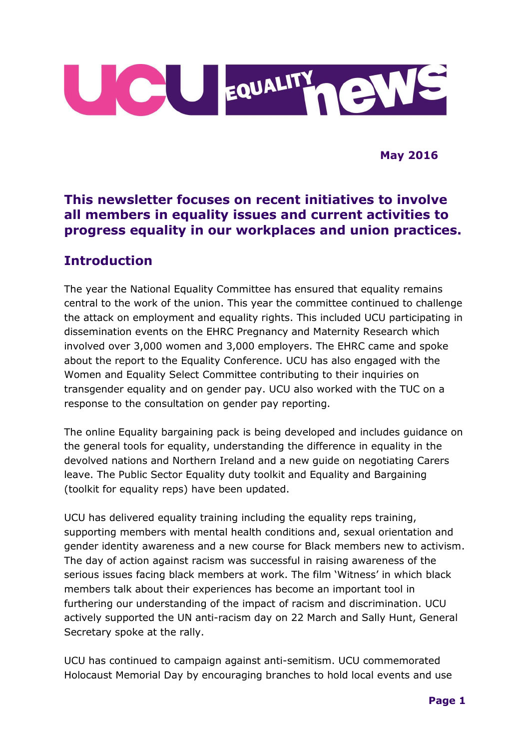# UCU EQUALITY news

**May 2016**

## This newsletter focuses on recent initiatives to involve all members in equality issues and current activities to progress equality in our workplaces and union practices.

## Introduction

The year the National Equality Committee has ensured that equality remains central to the work of the union. This year the committee continued to challenge the attack on employment and equality rights. This included UCU participating in dissemination events on the EHRC Pregnancy and Maternity Research which involved over 3,000 women and 3,000 employers. The EHRC came and spoke about the report to the Equality Conference. UCU has also engaged with the Women and Equality Select Committee contributing to their inquiries on transgender equality and on gender pay. UCU also worked with the TUC on a response to the consultation on gender pay reporting.

The online Equality bargaining pack is being developed and includes guidance on the general tools for equality, understanding the difference in equality in the devolved nations and Northern Ireland and a new guide on negotiating Carers leave. The Public Sector Equality duty toolkit and Equality and Bargaining (toolkit for equality reps) have been updated.

UCU has delivered equality training including the equality reps training, supporting members with mental health conditions and, sexual orientation and gender identity awareness and a new course for Black members new to activism. The day of action against racism was successful in raising awareness of the serious issues facing black members at work. The film 'Witness' in which black members talk about their experiences has become an important tool in furthering our understanding of the impact of racism and discrimination. UCU actively supported the UN anti-racism day on 22 March and Sally Hunt, General Secretary spoke at the rally.

UCU has continued to campaign against anti-semitism. UCU commemorated Holocaust Memorial Day by encouraging branches to hold local events and use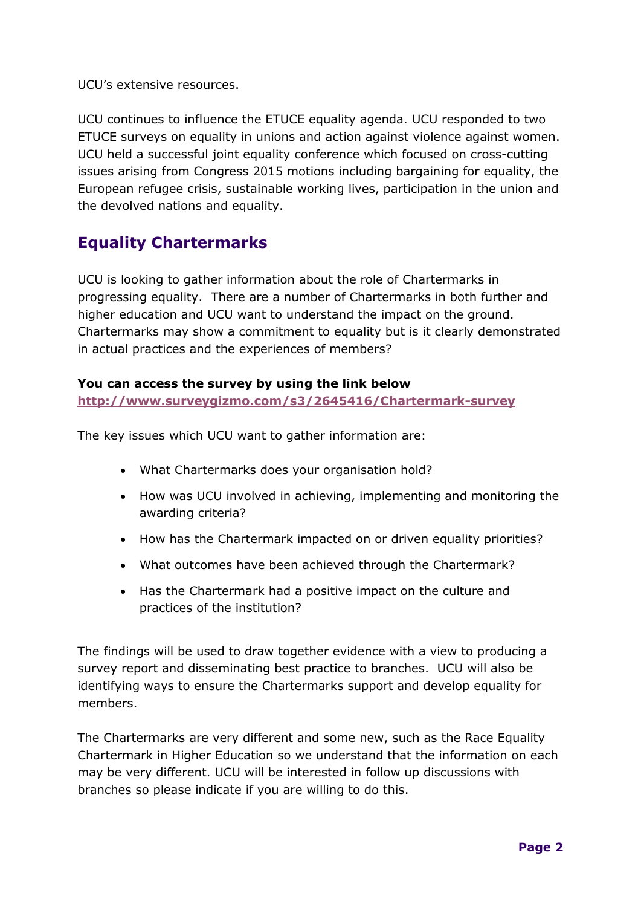UCU's extensive resources.

UCU continues to influence the ETUCE equality agenda. UCU responded to two ETUCE surveys on equality in unions and action against violence against women. UCU held a successful joint equality conference which focused on cross-cutting issues arising from Congress 2015 motions including bargaining for equality, the European refugee crisis, sustainable working lives, participation in the union and the devolved nations and equality.

## Equality Chartermarks

UCU is looking to gather information about the role of Chartermarks in progressing equality. There are a number of Chartermarks in both further and higher education and UCU want to understand the impact on the ground. Chartermarks may show a commitment to equality but is it clearly demonstrated in actual practices and the experiences of members?

**You can access the survey by using the link below**
**http://www.surveygizmo.com/s3/2645416/Chartermark-survey**

The key issues which UCU want to gather information are:

- What Chartermarks does your organisation hold?
- How was UCU involved in achieving, implementing and monitoring the awarding criteria?
- How has the Chartermark impacted on or driven equality priorities?
- What outcomes have been achieved through the Chartermark?
- Has the Chartermark had a positive impact on the culture and practices of the institution?

The findings will be used to draw together evidence with a view to producing a survey report and disseminating best practice to branches. UCU will also be identifying ways to ensure the Chartermarks support and develop equality for members.

The Chartermarks are very different and some new, such as the Race Equality Chartermark in Higher Education so we understand that the information on each may be very different. UCU will be interested in follow up discussions with branches so please indicate if you are willing to do this.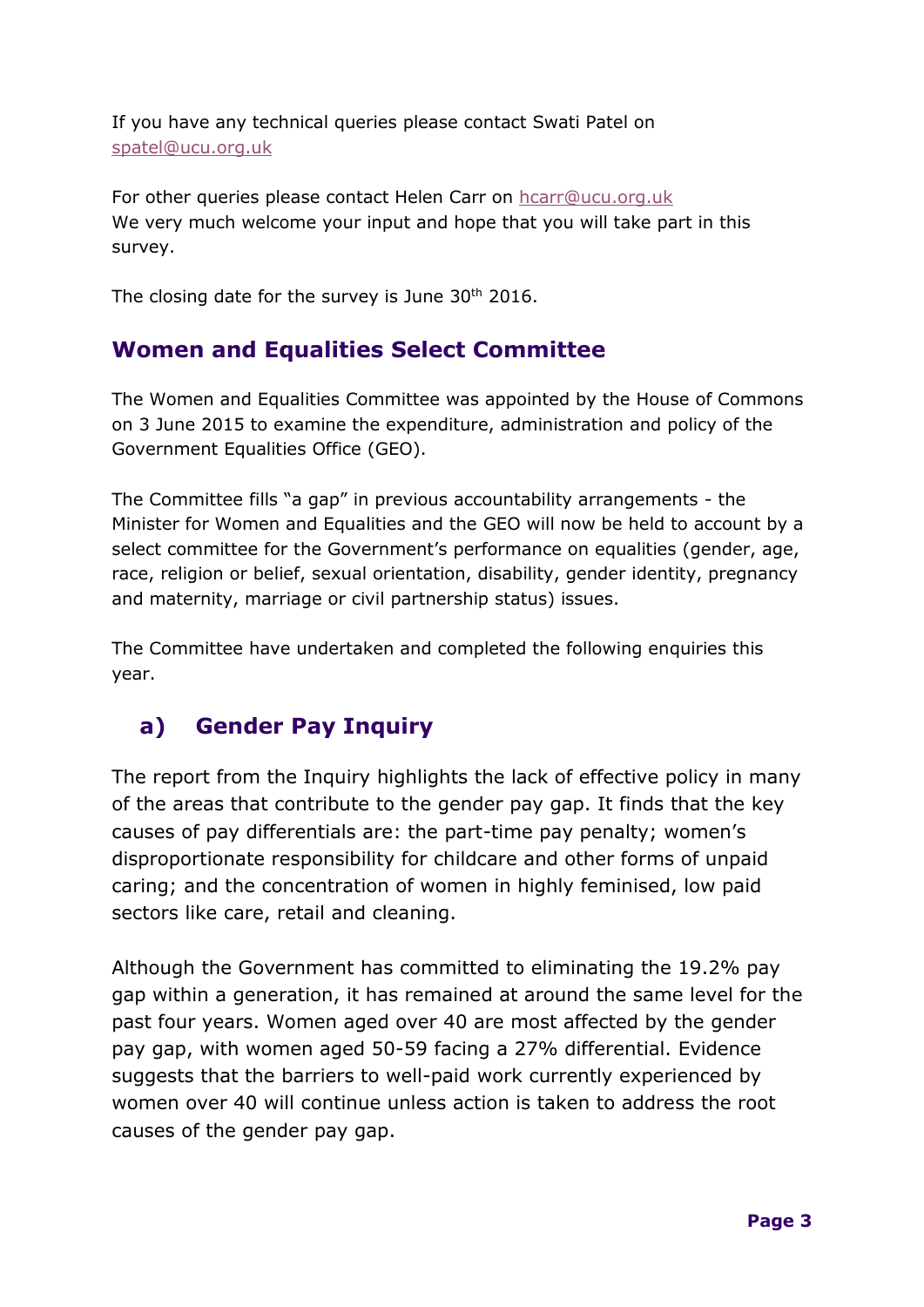If you have any technical queries please contact Swati Patel on [spatel@ucu.org.uk](mailto:spatel@ucu.org.uk)

For other queries please contact Helen Carr on [hcarr@ucu.org.uk](mailto:hcarr@ucu.org.uk)
We very much welcome your input and hope that you will take part in this survey.

The closing date for the survey is June 30th 2016.

## Women and Equalities Select Committee

The Women and Equalities Committee was appointed by the House of Commons on 3 June 2015 to examine the expenditure, administration and policy of the Government Equalities Office (GEO).

The Committee fills "a gap" in previous accountability arrangements - the Minister for Women and Equalities and the GEO will now be held to account by a select committee for the Government's performance on equalities (gender, age, race, religion or belief, sexual orientation, disability, gender identity, pregnancy and maternity, marriage or civil partnership status) issues.

The Committee have undertaken and completed the following enquiries this year.

### a) Gender Pay Inquiry

The report from the Inquiry highlights the lack of effective policy in many of the areas that contribute to the gender pay gap. It finds that the key causes of pay differentials are: the part-time pay penalty; women's disproportionate responsibility for childcare and other forms of unpaid caring; and the concentration of women in highly feminised, low paid sectors like care, retail and cleaning.

Although the Government has committed to eliminating the 19.2% pay gap within a generation, it has remained at around the same level for the past four years. Women aged over 40 are most affected by the gender pay gap, with women aged 50-59 facing a 27% differential. Evidence suggests that the barriers to well-paid work currently experienced by women over 40 will continue unless action is taken to address the root causes of the gender pay gap.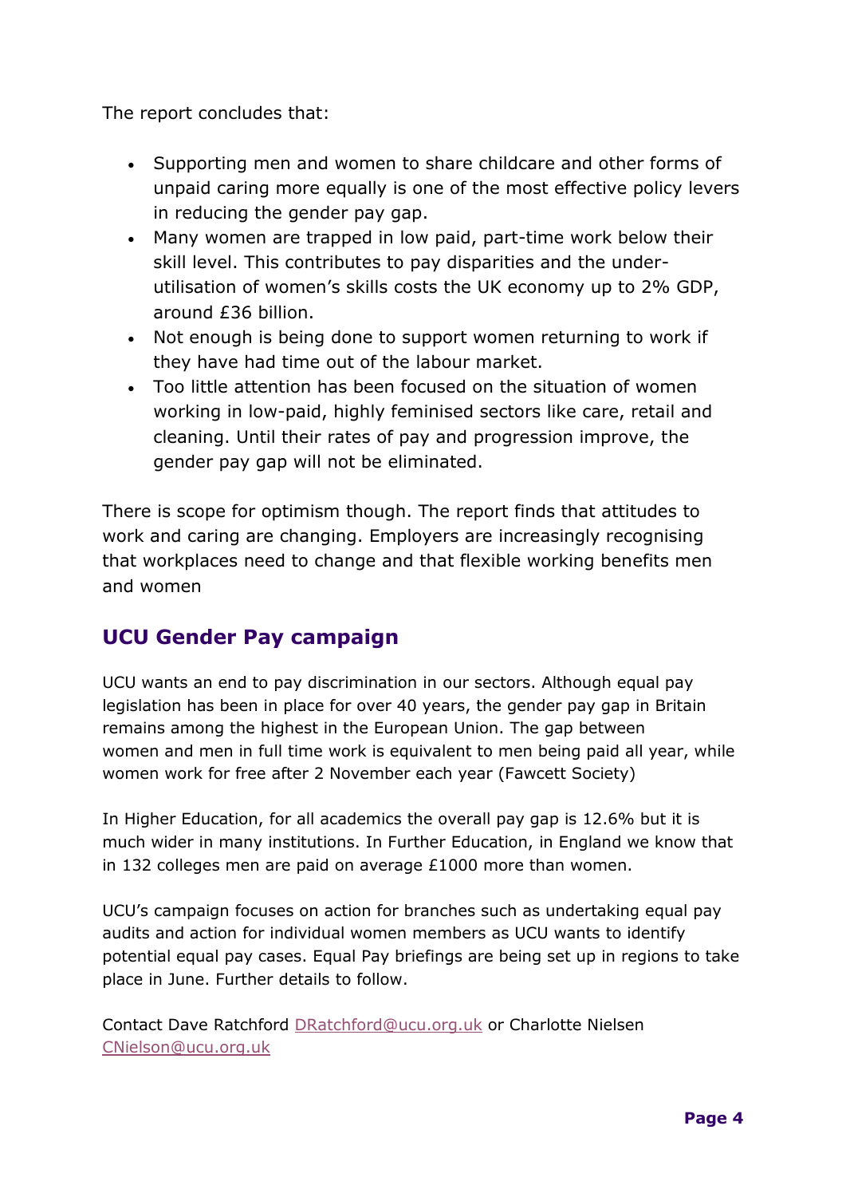The report concludes that:

- Supporting men and women to share childcare and other forms of unpaid caring more equally is one of the most effective policy levers in reducing the gender pay gap.
- Many women are trapped in low paid, part-time work below their skill level. This contributes to pay disparities and the under-utilisation of women's skills costs the UK economy up to 2% GDP, around £36 billion.
- Not enough is being done to support women returning to work if they have had time out of the labour market.
- Too little attention has been focused on the situation of women working in low-paid, highly feminised sectors like care, retail and cleaning. Until their rates of pay and progression improve, the gender pay gap will not be eliminated.

There is scope for optimism though. The report finds that attitudes to work and caring are changing. Employers are increasingly recognising that workplaces need to change and that flexible working benefits men and women

## UCU Gender Pay campaign

UCU wants an end to pay discrimination in our sectors. Although equal pay legislation has been in place for over 40 years, the gender pay gap in Britain remains among the highest in the European Union. The gap between women and men in full time work is equivalent to men being paid all year, while women work for free after 2 November each year (Fawcett Society)

In Higher Education, for all academics the overall pay gap is 12.6% but it is much wider in many institutions. In Further Education, in England we know that in 132 colleges men are paid on average £1000 more than women.

UCU's campaign focuses on action for branches such as undertaking equal pay audits and action for individual women members as UCU wants to identify potential equal pay cases. Equal Pay briefings are being set up in regions to take place in June. Further details to follow.

Contact Dave Ratchford DRatchford@ucu.org.uk or Charlotte Nielsen CNielson@ucu.org.uk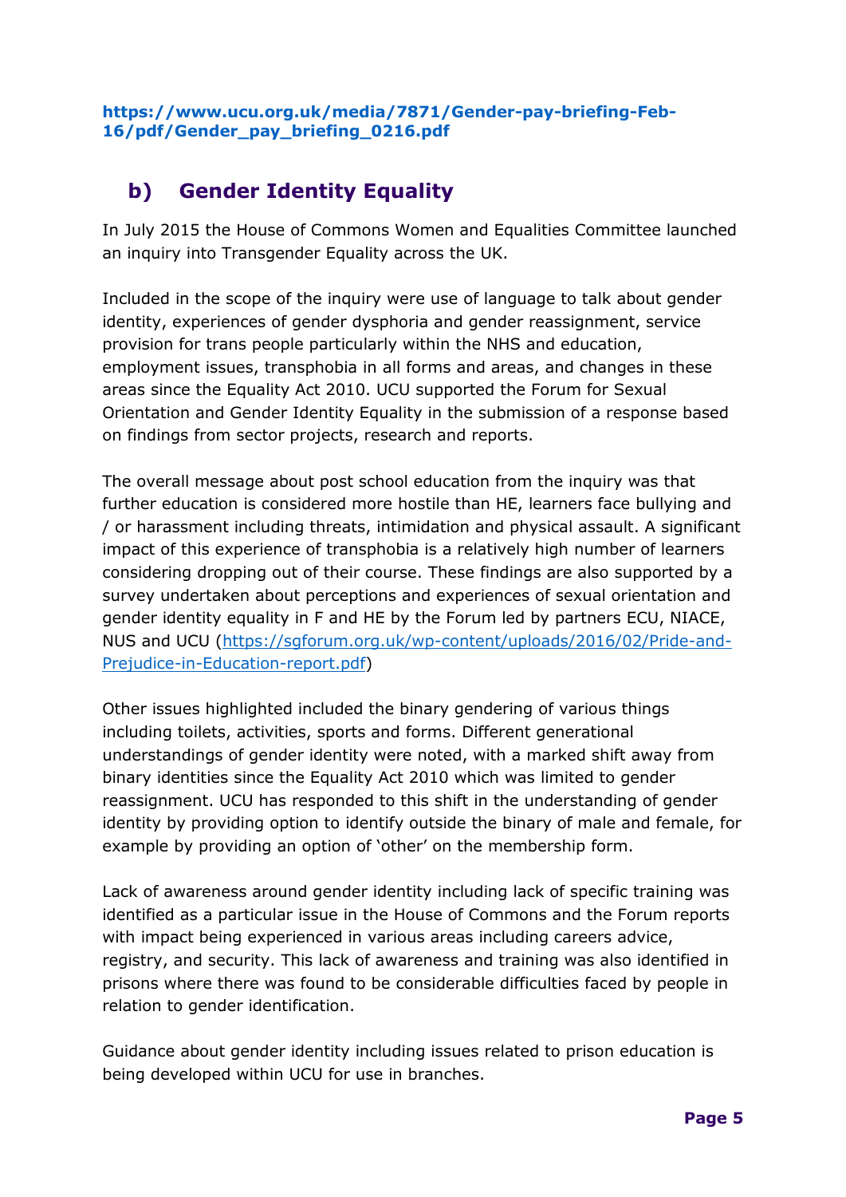**https://www.ucu.org.uk/media/7871/Gender-pay-briefing-Feb-16/pdf/Gender_pay_briefing_0216.pdf**

## b) Gender Identity Equality

In July 2015 the House of Commons Women and Equalities Committee launched an inquiry into Transgender Equality across the UK.

Included in the scope of the inquiry were use of language to talk about gender identity, experiences of gender dysphoria and gender reassignment, service provision for trans people particularly within the NHS and education, employment issues, transphobia in all forms and areas, and changes in these areas since the Equality Act 2010. UCU supported the Forum for Sexual Orientation and Gender Identity Equality in the submission of a response based on findings from sector projects, research and reports.

The overall message about post school education from the inquiry was that further education is considered more hostile than HE, learners face bullying and / or harassment including threats, intimidation and physical assault. A significant impact of this experience of transphobia is a relatively high number of learners considering dropping out of their course. These findings are also supported by a survey undertaken about perceptions and experiences of sexual orientation and gender identity equality in F and HE by the Forum led by partners ECU, NIACE, NUS and UCU (https://sgforum.org.uk/wp-content/uploads/2016/02/Pride-and-Prejudice-in-Education-report.pdf)

Other issues highlighted included the binary gendering of various things including toilets, activities, sports and forms. Different generational understandings of gender identity were noted, with a marked shift away from binary identities since the Equality Act 2010 which was limited to gender reassignment. UCU has responded to this shift in the understanding of gender identity by providing option to identify outside the binary of male and female, for example by providing an option of 'other' on the membership form.

Lack of awareness around gender identity including lack of specific training was identified as a particular issue in the House of Commons and the Forum reports with impact being experienced in various areas including careers advice, registry, and security. This lack of awareness and training was also identified in prisons where there was found to be considerable difficulties faced by people in relation to gender identification.

Guidance about gender identity including issues related to prison education is being developed within UCU for use in branches.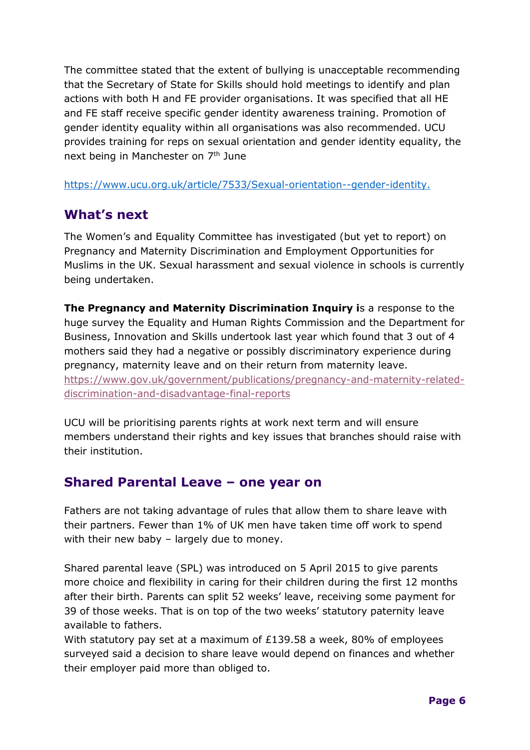The committee stated that the extent of bullying is unacceptable recommending that the Secretary of State for Skills should hold meetings to identify and plan actions with both H and FE provider organisations. It was specified that all HE and FE staff receive specific gender identity awareness training. Promotion of gender identity equality within all organisations was also recommended. UCU provides training for reps on sexual orientation and gender identity equality, the next being in Manchester on 7th June

https://www.ucu.org.uk/article/7533/Sexual-orientation--gender-identity.

## What's next

The Women's and Equality Committee has investigated (but yet to report) on Pregnancy and Maternity Discrimination and Employment Opportunities for Muslims in the UK. Sexual harassment and sexual violence in schools is currently being undertaken.

**The Pregnancy and Maternity Discrimination Inquiry i**s a response to the huge survey the Equality and Human Rights Commission and the Department for Business, Innovation and Skills undertook last year which found that 3 out of 4 mothers said they had a negative or possibly discriminatory experience during pregnancy, maternity leave and on their return from maternity leave. https://www.gov.uk/government/publications/pregnancy-and-maternity-related-discrimination-and-disadvantage-final-reports

UCU will be prioritising parents rights at work next term and will ensure members understand their rights and key issues that branches should raise with their institution.

## Shared Parental Leave – one year on

Fathers are not taking advantage of rules that allow them to share leave with their partners. Fewer than 1% of UK men have taken time off work to spend with their new baby – largely due to money.

Shared parental leave (SPL) was introduced on 5 April 2015 to give parents more choice and flexibility in caring for their children during the first 12 months after their birth. Parents can split 52 weeks' leave, receiving some payment for 39 of those weeks. That is on top of the two weeks' statutory paternity leave available to fathers.
With statutory pay set at a maximum of £139.58 a week, 80% of employees surveyed said a decision to share leave would depend on finances and whether their employer paid more than obliged to.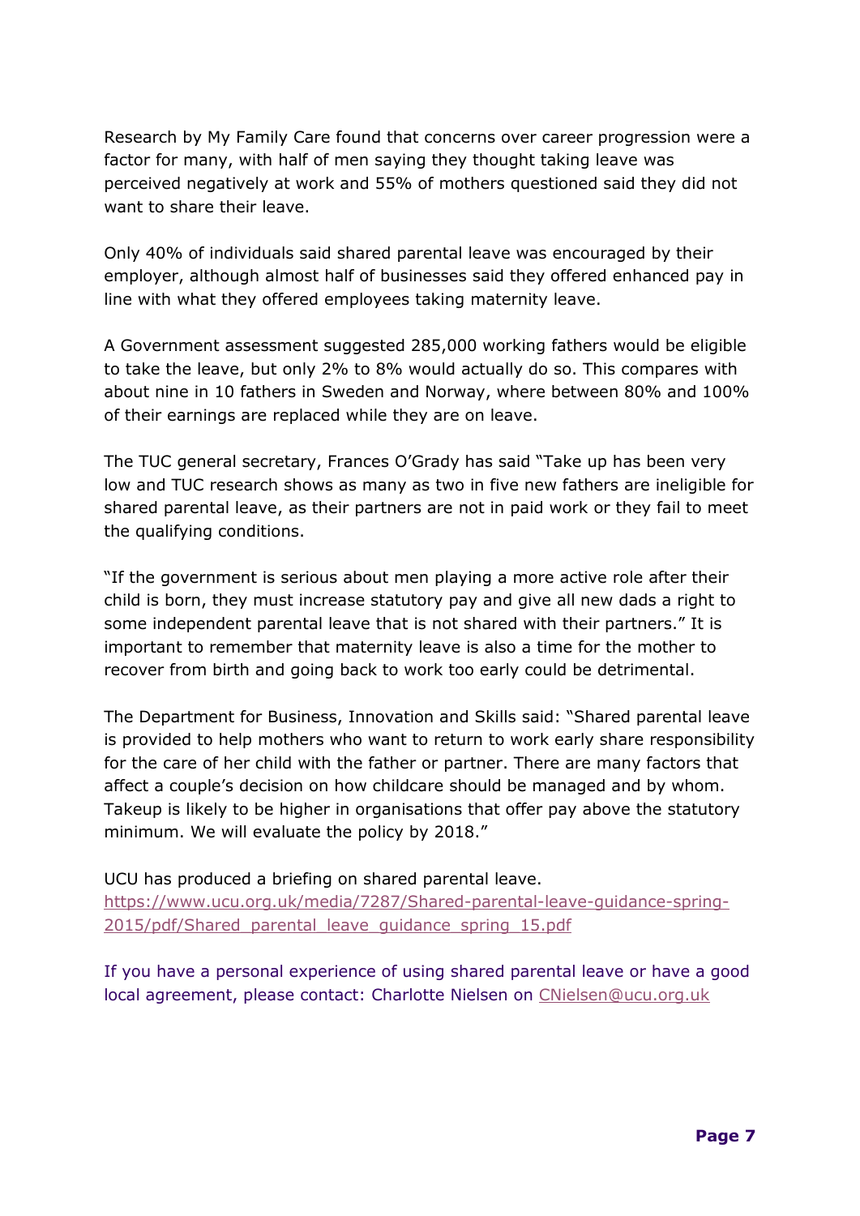Research by My Family Care found that concerns over career progression were a factor for many, with half of men saying they thought taking leave was perceived negatively at work and 55% of mothers questioned said they did not want to share their leave.

Only 40% of individuals said shared parental leave was encouraged by their employer, although almost half of businesses said they offered enhanced pay in line with what they offered employees taking maternity leave.

A Government assessment suggested 285,000 working fathers would be eligible to take the leave, but only 2% to 8% would actually do so. This compares with about nine in 10 fathers in Sweden and Norway, where between 80% and 100% of their earnings are replaced while they are on leave.

The TUC general secretary, Frances O'Grady has said "Take up has been very low and TUC research shows as many as two in five new fathers are ineligible for shared parental leave, as their partners are not in paid work or they fail to meet the qualifying conditions.

"If the government is serious about men playing a more active role after their child is born, they must increase statutory pay and give all new dads a right to some independent parental leave that is not shared with their partners." It is important to remember that maternity leave is also a time for the mother to recover from birth and going back to work too early could be detrimental.

The Department for Business, Innovation and Skills said: "Shared parental leave is provided to help mothers who want to return to work early share responsibility for the care of her child with the father or partner. There are many factors that affect a couple's decision on how childcare should be managed and by whom. Takeup is likely to be higher in organisations that offer pay above the statutory minimum. We will evaluate the policy by 2018."

UCU has produced a briefing on shared parental leave.
https://www.ucu.org.uk/media/7287/Shared-parental-leave-guidance-spring-2015/pdf/Shared_parental_leave_guidance_spring_15.pdf

If you have a personal experience of using shared parental leave or have a good local agreement, please contact: Charlotte Nielsen on CNielsen@ucu.org.uk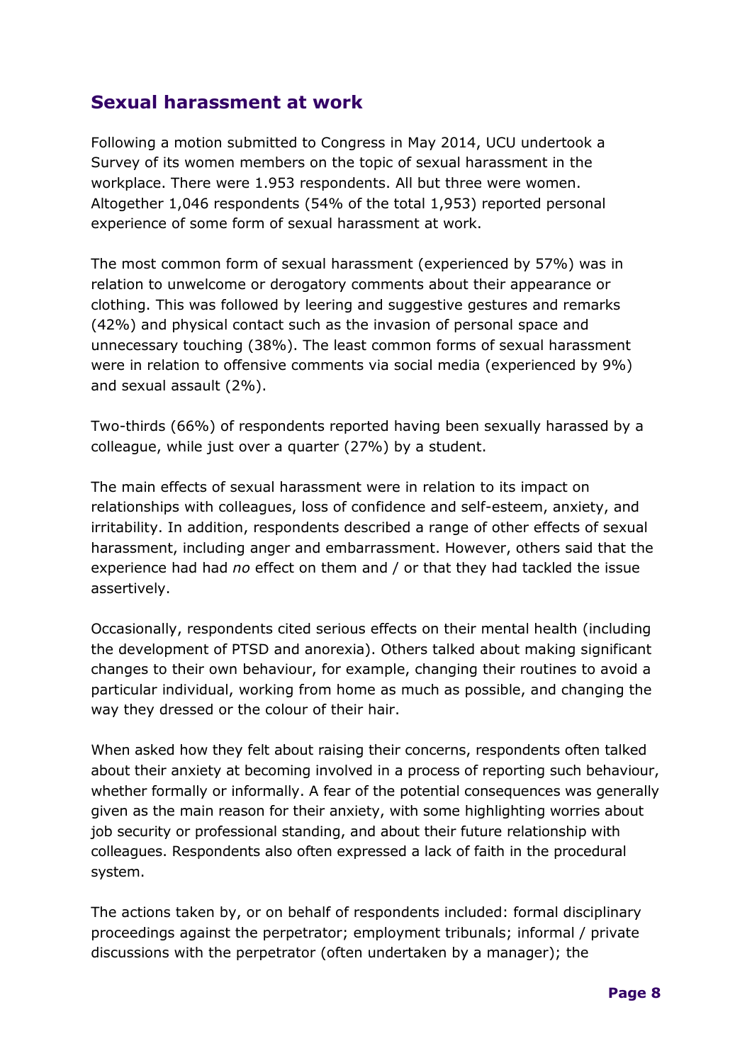## Sexual harassment at work

Following a motion submitted to Congress in May 2014, UCU undertook a Survey of its women members on the topic of sexual harassment in the workplace. There were 1.953 respondents. All but three were women. Altogether 1,046 respondents (54% of the total 1,953) reported personal experience of some form of sexual harassment at work.

The most common form of sexual harassment (experienced by 57%) was in relation to unwelcome or derogatory comments about their appearance or clothing. This was followed by leering and suggestive gestures and remarks (42%) and physical contact such as the invasion of personal space and unnecessary touching (38%). The least common forms of sexual harassment were in relation to offensive comments via social media (experienced by 9%) and sexual assault (2%).

Two-thirds (66%) of respondents reported having been sexually harassed by a colleague, while just over a quarter (27%) by a student.

The main effects of sexual harassment were in relation to its impact on relationships with colleagues, loss of confidence and self-esteem, anxiety, and irritability. In addition, respondents described a range of other effects of sexual harassment, including anger and embarrassment. However, others said that the experience had had *no* effect on them and / or that they had tackled the issue assertively.

Occasionally, respondents cited serious effects on their mental health (including the development of PTSD and anorexia). Others talked about making significant changes to their own behaviour, for example, changing their routines to avoid a particular individual, working from home as much as possible, and changing the way they dressed or the colour of their hair.

When asked how they felt about raising their concerns, respondents often talked about their anxiety at becoming involved in a process of reporting such behaviour, whether formally or informally. A fear of the potential consequences was generally given as the main reason for their anxiety, with some highlighting worries about job security or professional standing, and about their future relationship with colleagues. Respondents also often expressed a lack of faith in the procedural system.

The actions taken by, or on behalf of respondents included: formal disciplinary proceedings against the perpetrator; employment tribunals; informal / private discussions with the perpetrator (often undertaken by a manager); the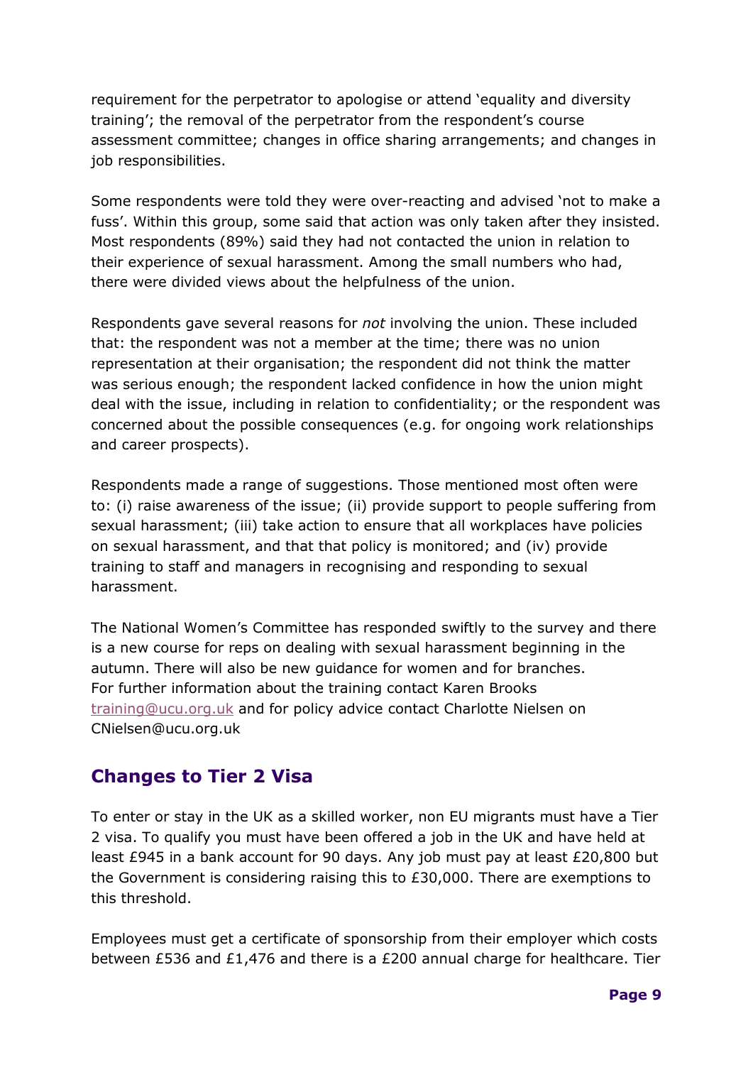requirement for the perpetrator to apologise or attend 'equality and diversity training'; the removal of the perpetrator from the respondent's course assessment committee; changes in office sharing arrangements; and changes in job responsibilities.

Some respondents were told they were over-reacting and advised 'not to make a fuss'. Within this group, some said that action was only taken after they insisted. Most respondents (89%) said they had not contacted the union in relation to their experience of sexual harassment. Among the small numbers who had, there were divided views about the helpfulness of the union.

Respondents gave several reasons for *not* involving the union. These included that: the respondent was not a member at the time; there was no union representation at their organisation; the respondent did not think the matter was serious enough; the respondent lacked confidence in how the union might deal with the issue, including in relation to confidentiality; or the respondent was concerned about the possible consequences (e.g. for ongoing work relationships and career prospects).

Respondents made a range of suggestions. Those mentioned most often were to: (i) raise awareness of the issue; (ii) provide support to people suffering from sexual harassment; (iii) take action to ensure that all workplaces have policies on sexual harassment, and that that policy is monitored; and (iv) provide training to staff and managers in recognising and responding to sexual harassment.

The National Women's Committee has responded swiftly to the survey and there is a new course for reps on dealing with sexual harassment beginning in the autumn. There will also be new guidance for women and for branches.
For further information about the training contact Karen Brooks training@ucu.org.uk and for policy advice contact Charlotte Nielsen on CNielsen@ucu.org.uk

## Changes to Tier 2 Visa

To enter or stay in the UK as a skilled worker, non EU migrants must have a Tier 2 visa. To qualify you must have been offered a job in the UK and have held at least £945 in a bank account for 90 days. Any job must pay at least £20,800 but the Government is considering raising this to £30,000. There are exemptions to this threshold.

Employees must get a certificate of sponsorship from their employer which costs between £536 and £1,476 and there is a £200 annual charge for healthcare. Tier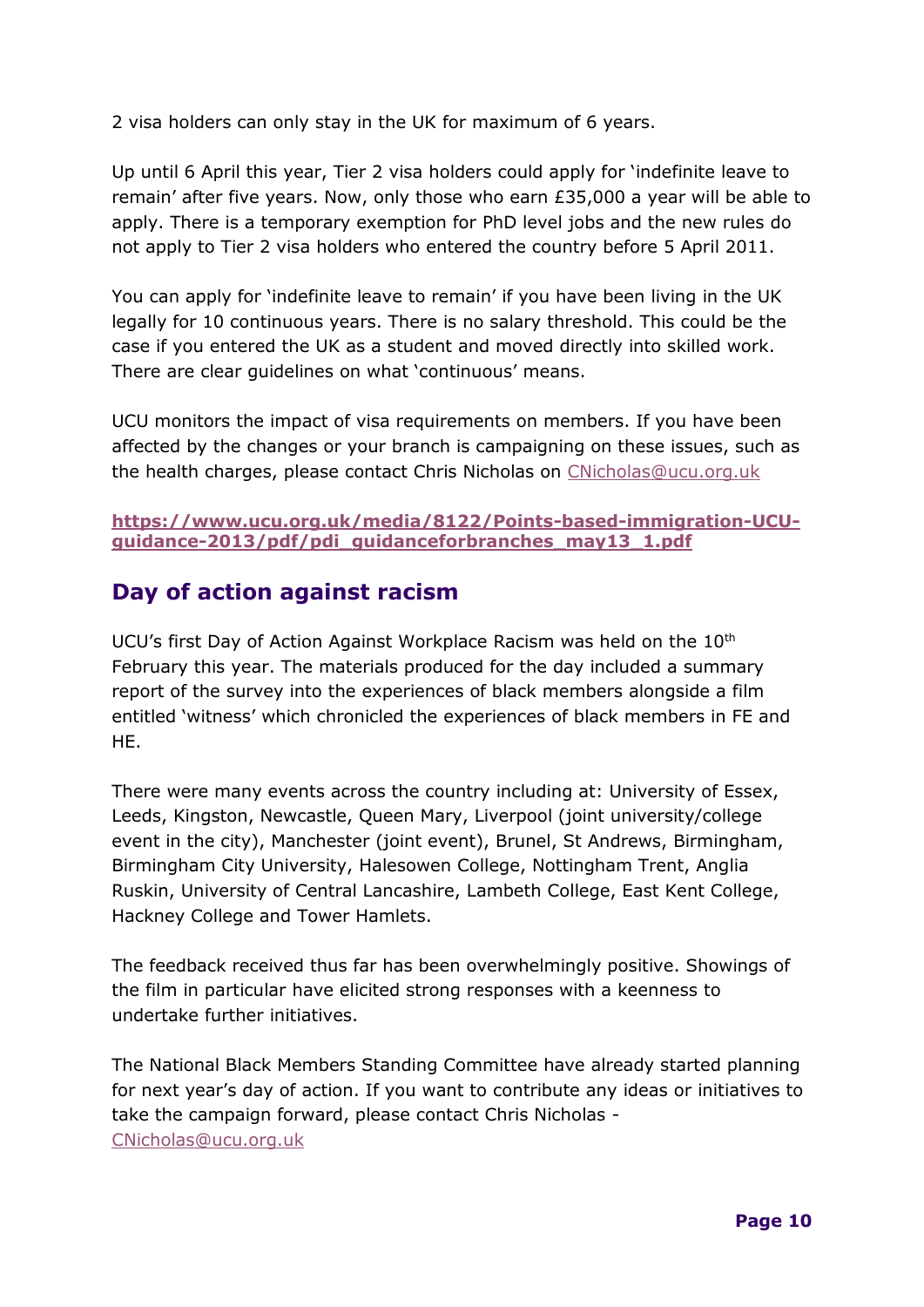2 visa holders can only stay in the UK for maximum of 6 years.

Up until 6 April this year, Tier 2 visa holders could apply for 'indefinite leave to remain' after five years. Now, only those who earn £35,000 a year will be able to apply. There is a temporary exemption for PhD level jobs and the new rules do not apply to Tier 2 visa holders who entered the country before 5 April 2011.

You can apply for 'indefinite leave to remain' if you have been living in the UK legally for 10 continuous years. There is no salary threshold. This could be the case if you entered the UK as a student and moved directly into skilled work. There are clear guidelines on what 'continuous' means.

UCU monitors the impact of visa requirements on members. If you have been affected by the changes or your branch is campaigning on these issues, such as the health charges, please contact Chris Nicholas on CNicholas@ucu.org.uk

**https://www.ucu.org.uk/media/8122/Points-based-immigration-UCU-guidance-2013/pdf/pdi_guidanceforbranches_may13_1.pdf**

## Day of action against racism

UCU's first Day of Action Against Workplace Racism was held on the 10th February this year. The materials produced for the day included a summary report of the survey into the experiences of black members alongside a film entitled 'witness' which chronicled the experiences of black members in FE and HE.

There were many events across the country including at: University of Essex, Leeds, Kingston, Newcastle, Queen Mary, Liverpool (joint university/college event in the city), Manchester (joint event), Brunel, St Andrews, Birmingham, Birmingham City University, Halesowen College, Nottingham Trent, Anglia Ruskin, University of Central Lancashire, Lambeth College, East Kent College, Hackney College and Tower Hamlets.

The feedback received thus far has been overwhelmingly positive. Showings of the film in particular have elicited strong responses with a keenness to undertake further initiatives.

The National Black Members Standing Committee have already started planning for next year's day of action. If you want to contribute any ideas or initiatives to take the campaign forward, please contact Chris Nicholas - CNicholas@ucu.org.uk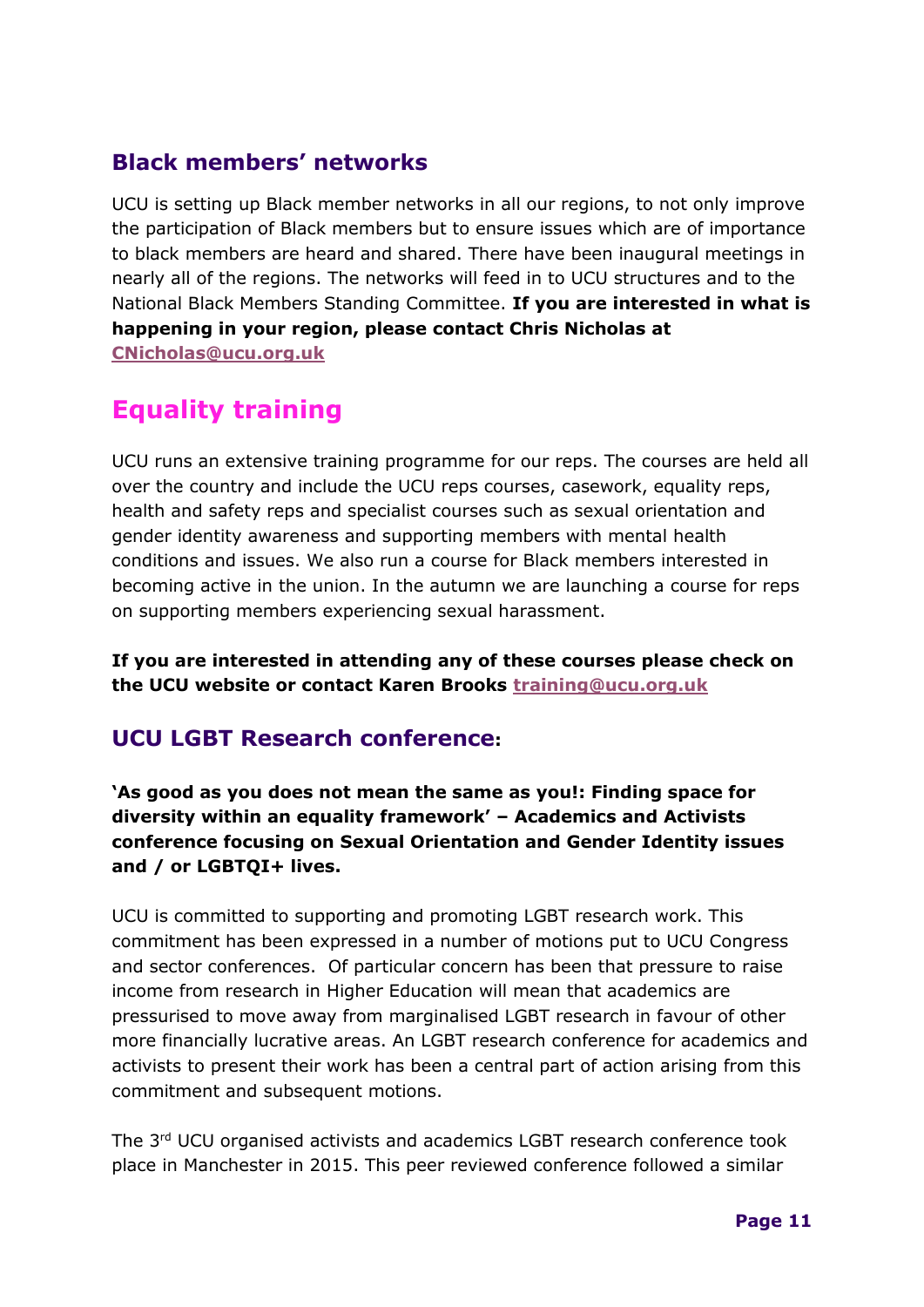## Black members' networks

UCU is setting up Black member networks in all our regions, to not only improve the participation of Black members but to ensure issues which are of importance to black members are heard and shared. There have been inaugural meetings in nearly all of the regions. The networks will feed in to UCU structures and to the National Black Members Standing Committee. **If you are interested in what is happening in your region, please contact Chris Nicholas at CNicholas@ucu.org.uk**

# Equality training

UCU runs an extensive training programme for our reps. The courses are held all over the country and include the UCU reps courses, casework, equality reps, health and safety reps and specialist courses such as sexual orientation and gender identity awareness and supporting members with mental health conditions and issues. We also run a course for Black members interested in becoming active in the union. In the autumn we are launching a course for reps on supporting members experiencing sexual harassment.

**If you are interested in attending any of these courses please check on the UCU website or contact Karen Brooks training@ucu.org.uk**

## UCU LGBT Research conference:

**'As good as you does not mean the same as you!: Finding space for diversity within an equality framework' – Academics and Activists conference focusing on Sexual Orientation and Gender Identity issues and / or LGBTQI+ lives.**

UCU is committed to supporting and promoting LGBT research work. This commitment has been expressed in a number of motions put to UCU Congress and sector conferences. Of particular concern has been that pressure to raise income from research in Higher Education will mean that academics are pressurised to move away from marginalised LGBT research in favour of other more financially lucrative areas. An LGBT research conference for academics and activists to present their work has been a central part of action arising from this commitment and subsequent motions.

The 3rd UCU organised activists and academics LGBT research conference took place in Manchester in 2015. This peer reviewed conference followed a similar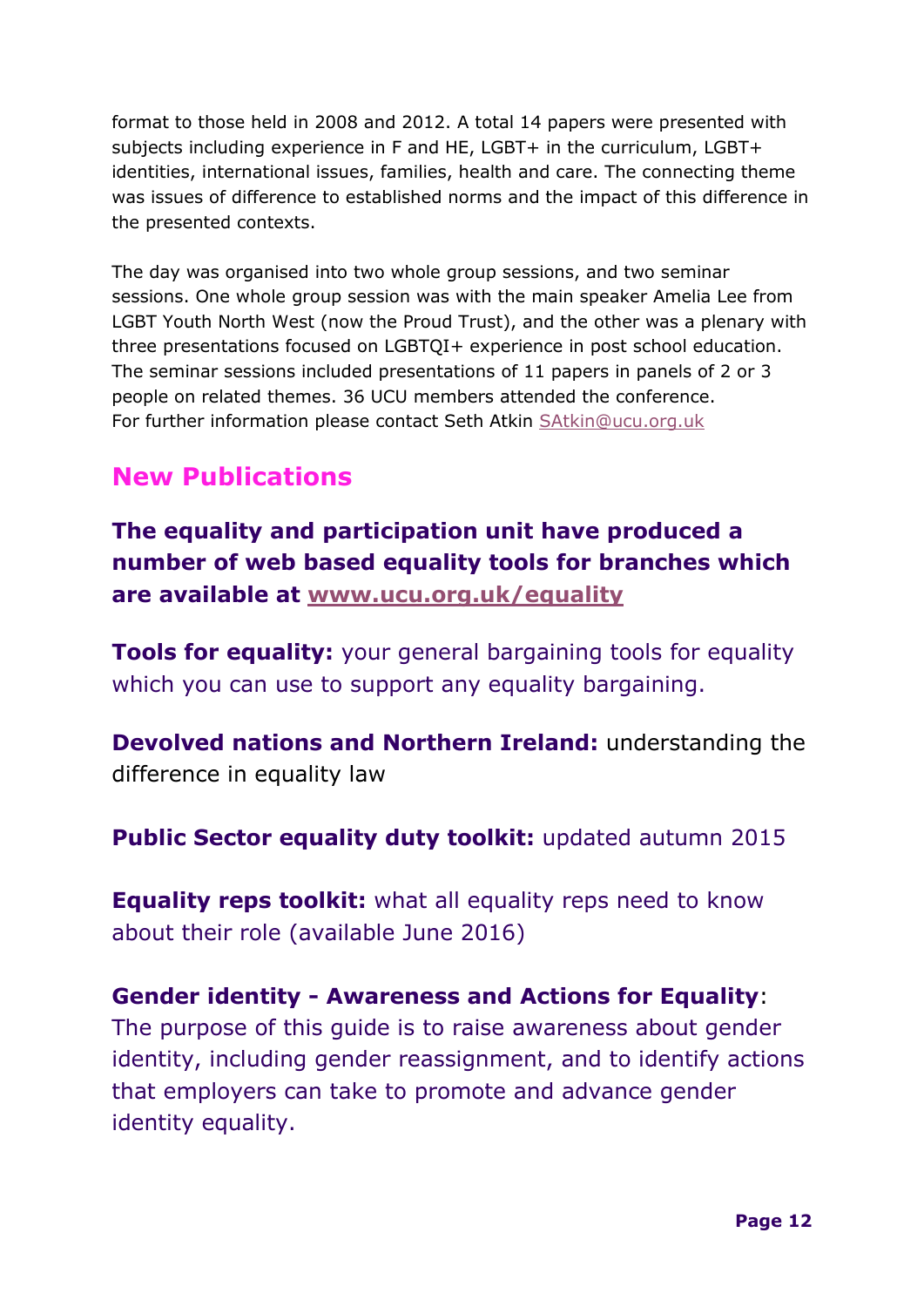format to those held in 2008 and 2012. A total 14 papers were presented with subjects including experience in F and HE, LGBT+ in the curriculum, LGBT+ identities, international issues, families, health and care. The connecting theme was issues of difference to established norms and the impact of this difference in the presented contexts.

The day was organised into two whole group sessions, and two seminar sessions. One whole group session was with the main speaker Amelia Lee from LGBT Youth North West (now the Proud Trust), and the other was a plenary with three presentations focused on LGBTQI+ experience in post school education. The seminar sessions included presentations of 11 papers in panels of 2 or 3 people on related themes. 36 UCU members attended the conference.
For further information please contact Seth Atkin SAtkin@ucu.org.uk

## New Publications

**The equality and participation unit have produced a number of web based equality tools for branches which are available at www.ucu.org.uk/equality**

**Tools for equality:** your general bargaining tools for equality which you can use to support any equality bargaining.

**Devolved nations and Northern Ireland:** understanding the difference in equality law

**Public Sector equality duty toolkit:** updated autumn 2015

**Equality reps toolkit:** what all equality reps need to know about their role (available June 2016)

**Gender identity - Awareness and Actions for Equality**: The purpose of this guide is to raise awareness about gender identity, including gender reassignment, and to identify actions that employers can take to promote and advance gender identity equality.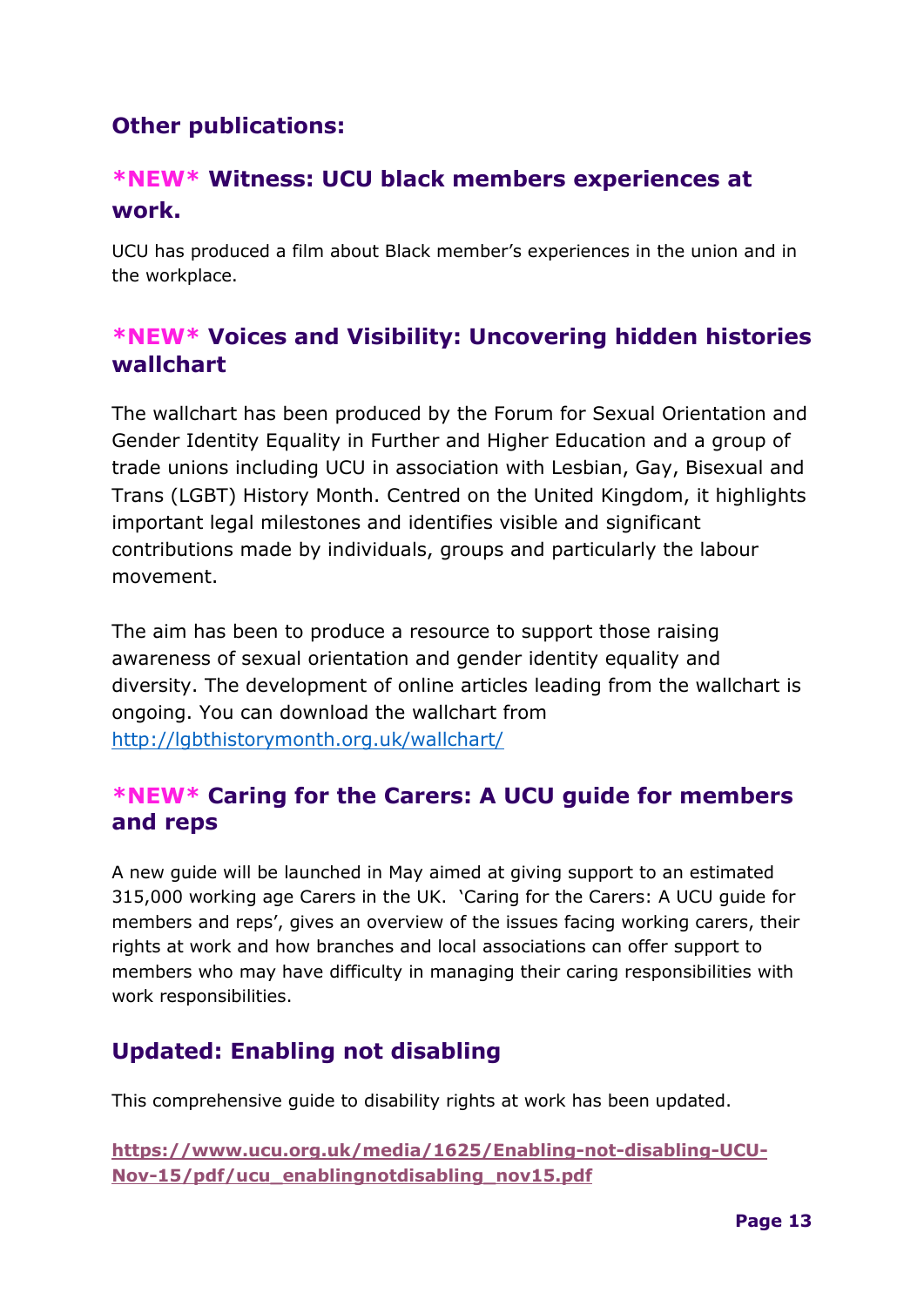## Other publications:

### \*NEW\* Witness: UCU black members experiences at work.

UCU has produced a film about Black member's experiences in the union and in the workplace.

### *NEW* Voices and Visibility: Uncovering hidden histories wallchart

The wallchart has been produced by the Forum for Sexual Orientation and Gender Identity Equality in Further and Higher Education and a group of trade unions including UCU in association with Lesbian, Gay, Bisexual and Trans (LGBT) History Month. Centred on the United Kingdom, it highlights important legal milestones and identifies visible and significant contributions made by individuals, groups and particularly the labour movement.

The aim has been to produce a resource to support those raising awareness of sexual orientation and gender identity equality and diversity. The development of online articles leading from the wallchart is ongoing. You can download the wallchart from http://lgbthistorymonth.org.uk/wallchart/

### *NEW* Caring for the Carers: A UCU guide for members and reps

A new guide will be launched in May aimed at giving support to an estimated 315,000 working age Carers in the UK. 'Caring for the Carers: A UCU guide for members and reps', gives an overview of the issues facing working carers, their rights at work and how branches and local associations can offer support to members who may have difficulty in managing their caring responsibilities with work responsibilities.

### Updated: Enabling not disabling

This comprehensive guide to disability rights at work has been updated.

**https://www.ucu.org.uk/media/1625/Enabling-not-disabling-UCU-Nov-15/pdf/ucu_enablingnotdisabling_nov15.pdf**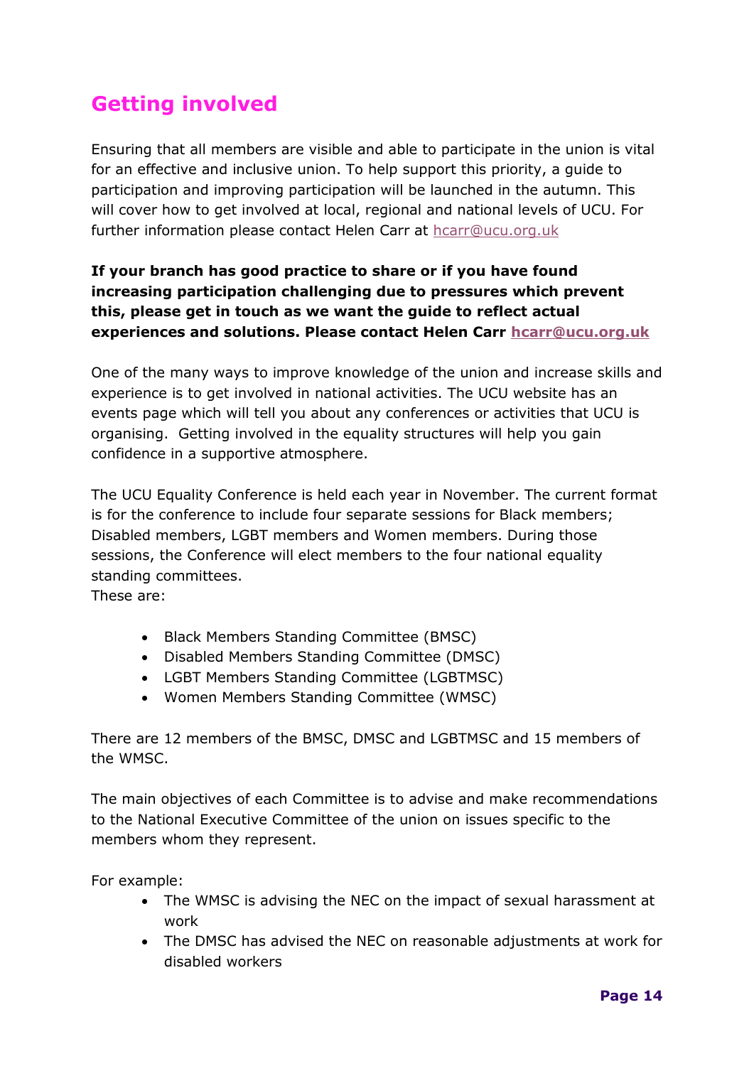## Getting involved

Ensuring that all members are visible and able to participate in the union is vital for an effective and inclusive union. To help support this priority, a guide to participation and improving participation will be launched in the autumn. This will cover how to get involved at local, regional and national levels of UCU. For further information please contact Helen Carr at hcarr@ucu.org.uk

**If your branch has good practice to share or if you have found increasing participation challenging due to pressures which prevent this, please get in touch as we want the guide to reflect actual experiences and solutions. Please contact Helen Carr hcarr@ucu.org.uk**

One of the many ways to improve knowledge of the union and increase skills and experience is to get involved in national activities. The UCU website has an events page which will tell you about any conferences or activities that UCU is organising. Getting involved in the equality structures will help you gain confidence in a supportive atmosphere.

The UCU Equality Conference is held each year in November. The current format is for the conference to include four separate sessions for Black members; Disabled members, LGBT members and Women members. During those sessions, the Conference will elect members to the four national equality standing committees.
These are:

- Black Members Standing Committee (BMSC)
- Disabled Members Standing Committee (DMSC)
- LGBT Members Standing Committee (LGBTMSC)
- Women Members Standing Committee (WMSC)

There are 12 members of the BMSC, DMSC and LGBTMSC and 15 members of the WMSC.

The main objectives of each Committee is to advise and make recommendations to the National Executive Committee of the union on issues specific to the members whom they represent.

For example:

- The WMSC is advising the NEC on the impact of sexual harassment at work
- The DMSC has advised the NEC on reasonable adjustments at work for disabled workers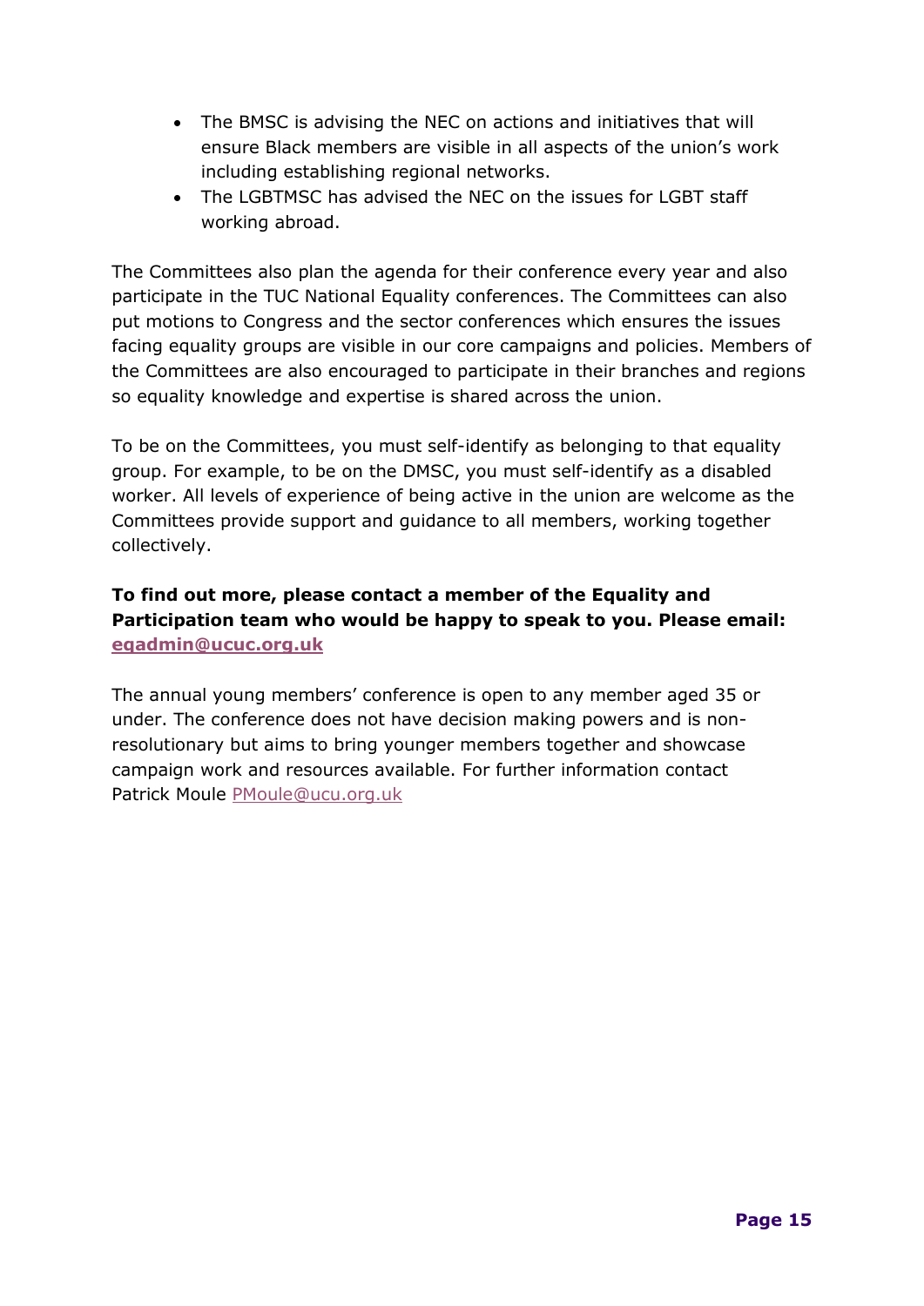- The BMSC is advising the NEC on actions and initiatives that will ensure Black members are visible in all aspects of the union's work including establishing regional networks.
- The LGBTMSC has advised the NEC on the issues for LGBT staff working abroad.

The Committees also plan the agenda for their conference every year and also participate in the TUC National Equality conferences. The Committees can also put motions to Congress and the sector conferences which ensures the issues facing equality groups are visible in our core campaigns and policies. Members of the Committees are also encouraged to participate in their branches and regions so equality knowledge and expertise is shared across the union.

To be on the Committees, you must self-identify as belonging to that equality group. For example, to be on the DMSC, you must self-identify as a disabled worker. All levels of experience of being active in the union are welcome as the Committees provide support and guidance to all members, working together collectively.

**To find out more, please contact a member of the Equality and Participation team who would be happy to speak to you. Please email: eqadmin@ucuc.org.uk**

The annual young members' conference is open to any member aged 35 or under. The conference does not have decision making powers and is non-resolutionary but aims to bring younger members together and showcase campaign work and resources available. For further information contact Patrick Moule PMoule@ucu.org.uk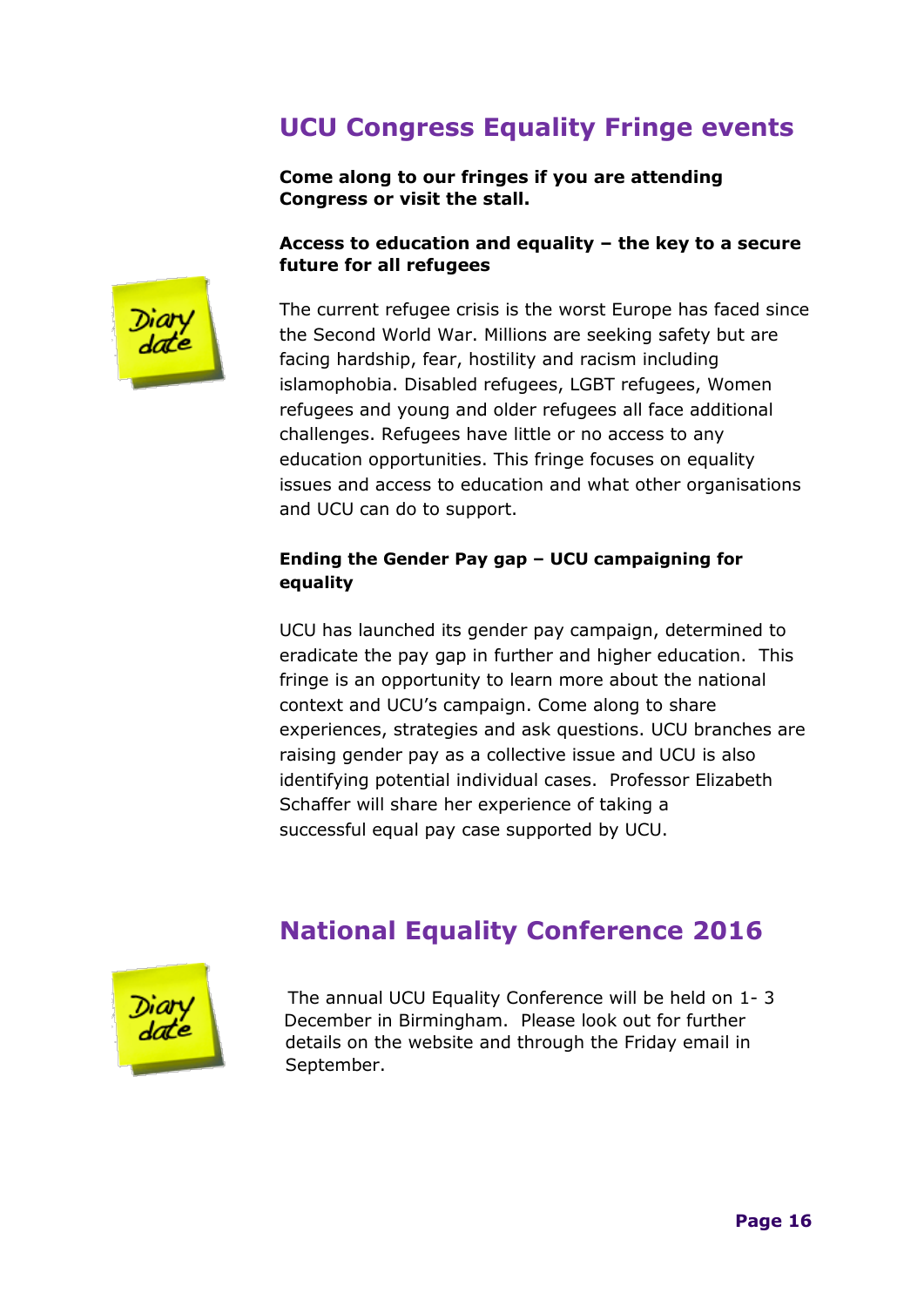## UCU Congress Equality Fringe events

**Come along to our fringes if you are attending Congress or visit the stall.**

**Access to education and equality – the key to a secure future for all refugees**

The current refugee crisis is the worst Europe has faced since the Second World War. Millions are seeking safety but are facing hardship, fear, hostility and racism including islamophobia. Disabled refugees, LGBT refugees, Women refugees and young and older refugees all face additional challenges. Refugees have little or no access to any education opportunities. This fringe focuses on equality issues and access to education and what other organisations and UCU can do to support.

**Ending the Gender Pay gap – UCU campaigning for equality**

UCU has launched its gender pay campaign, determined to eradicate the pay gap in further and higher education. This fringe is an opportunity to learn more about the national context and UCU's campaign. Come along to share experiences, strategies and ask questions. UCU branches are raising gender pay as a collective issue and UCU is also identifying potential individual cases. Professor Elizabeth Schaffer will share her experience of taking a successful equal pay case supported by UCU.

## National Equality Conference 2016

The annual UCU Equality Conference will be held on 1- 3 December in Birmingham. Please look out for further details on the website and through the Friday email in September.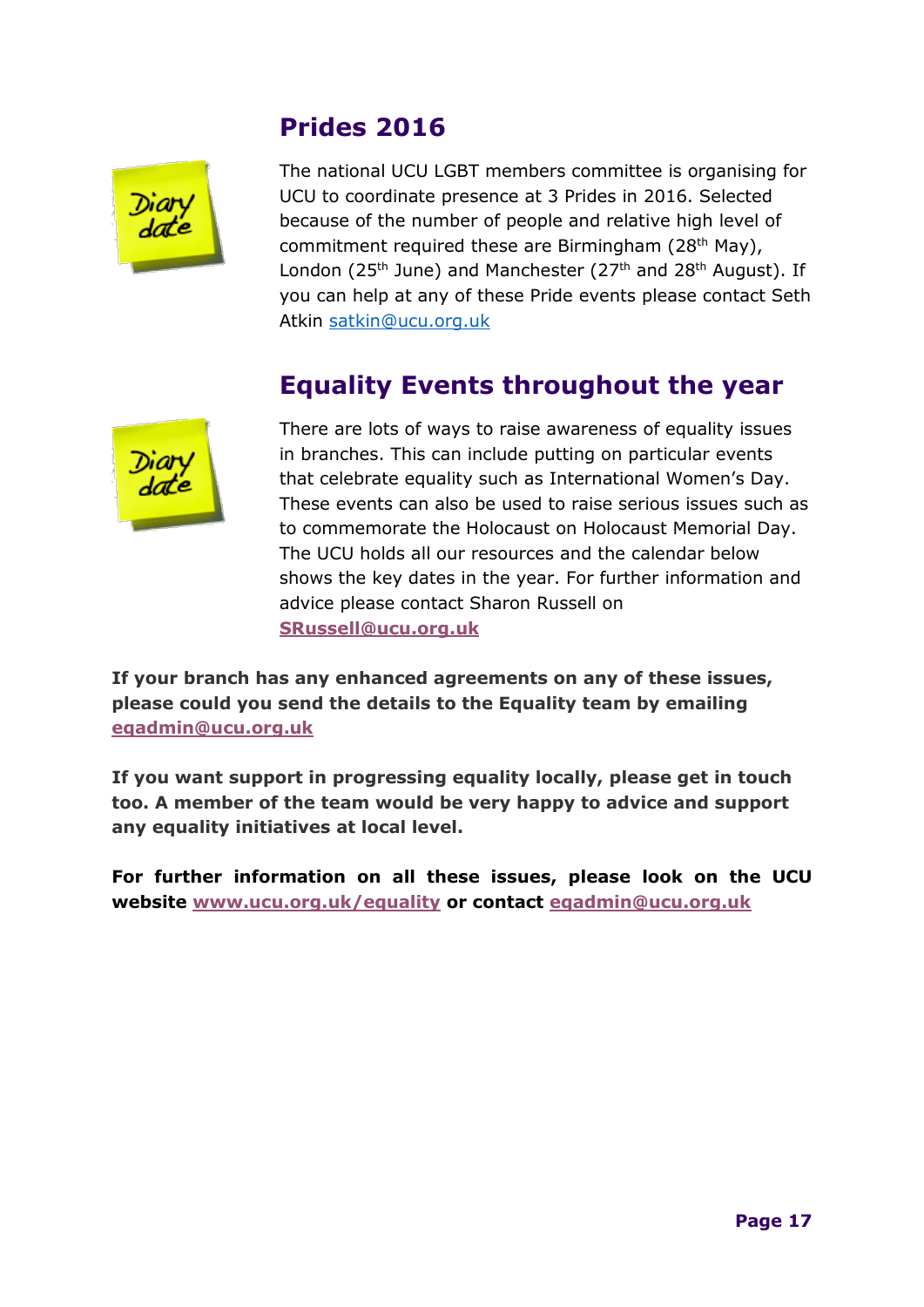## Prides 2016

The national UCU LGBT members committee is organising for UCU to coordinate presence at 3 Prides in 2016. Selected because of the number of people and relative high level of commitment required these are Birmingham (28th May), London (25th June) and Manchester (27th and 28th August). If you can help at any of these Pride events please contact Seth Atkin satkin@ucu.org.uk

## Equality Events throughout the year

There are lots of ways to raise awareness of equality issues in branches. This can include putting on particular events that celebrate equality such as International Women's Day. These events can also be used to raise serious issues such as to commemorate the Holocaust on Holocaust Memorial Day. The UCU holds all our resources and the calendar below shows the key dates in the year. For further information and advice please contact Sharon Russell on **SRussell@ucu.org.uk**

**If your branch has any enhanced agreements on any of these issues, please could you send the details to the Equality team by emailing eqadmin@ucu.org.uk**

**If you want support in progressing equality locally, please get in touch too. A member of the team would be very happy to advice and support any equality initiatives at local level.**

**For further information on all these issues, please look on the UCU website www.ucu.org.uk/equality or contact eqadmin@ucu.org.uk**